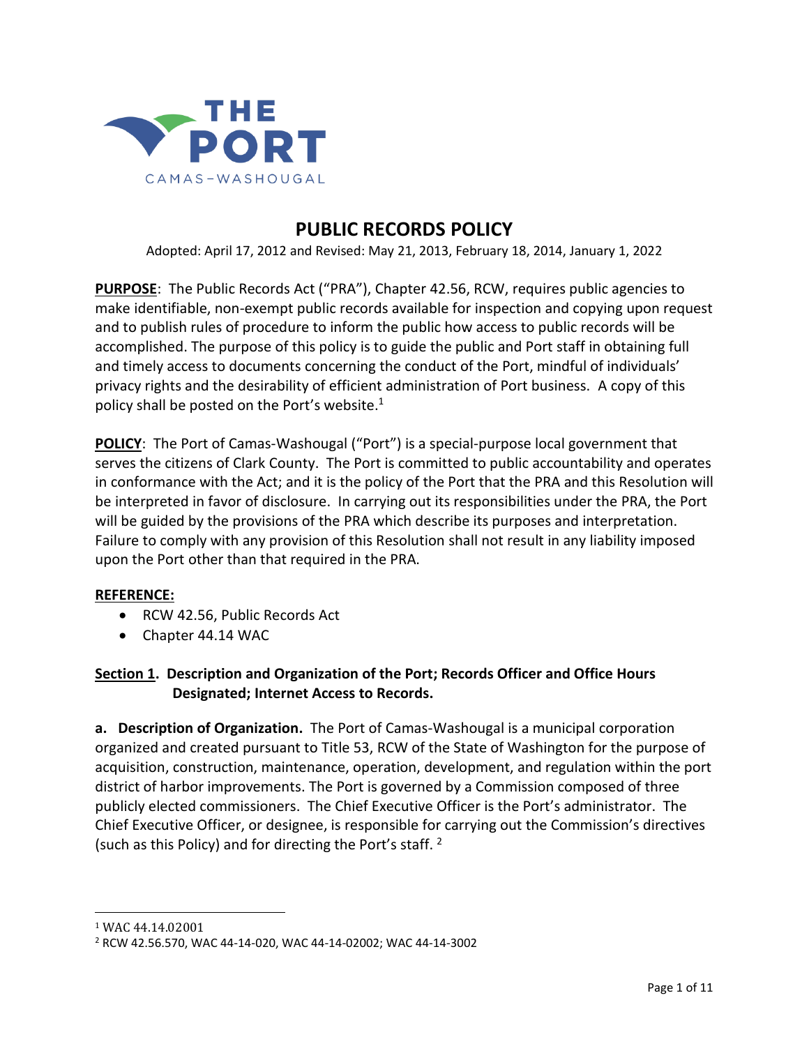THE PORT
CAMAS-WASHOUGAL

# PUBLIC RECORDS POLICY

Adopted: April 17, 2012 and Revised: May 21, 2013, February 18, 2014, January 1, 2022

**PURPOSE**: The Public Records Act ("PRA"), Chapter 42.56, RCW, requires public agencies to make identifiable, non-exempt public records available for inspection and copying upon request and to publish rules of procedure to inform the public how access to public records will be accomplished. The purpose of this policy is to guide the public and Port staff in obtaining full and timely access to documents concerning the conduct of the Port, mindful of individuals' privacy rights and the desirability of efficient administration of Port business. A copy of this policy shall be posted on the Port's website.[1]

**POLICY**: The Port of Camas-Washougal ("Port") is a special-purpose local government that serves the citizens of Clark County. The Port is committed to public accountability and operates in conformance with the Act; and it is the policy of the Port that the PRA and this Resolution will be interpreted in favor of disclosure. In carrying out its responsibilities under the PRA, the Port will be guided by the provisions of the PRA which describe its purposes and interpretation. Failure to comply with any provision of this Resolution shall not result in any liability imposed upon the Port other than that required in the PRA.

**REFERENCE:**

- RCW 42.56, Public Records Act
- Chapter 44.14 WAC

## Section 1. Description and Organization of the Port; Records Officer and Office Hours Designated; Internet Access to Records.

**a. Description of Organization.** The Port of Camas-Washougal is a municipal corporation organized and created pursuant to Title 53, RCW of the State of Washington for the purpose of acquisition, construction, maintenance, operation, development, and regulation within the port district of harbor improvements. The Port is governed by a Commission composed of three publicly elected commissioners. The Chief Executive Officer is the Port's administrator. The Chief Executive Officer, or designee, is responsible for carrying out the Commission's directives (such as this Policy) and for directing the Port's staff.[2]

---

[1] WAC 44.14.02001

[2] RCW 42.56.570, WAC 44-14-020, WAC 44-14-02002; WAC 44-14-3002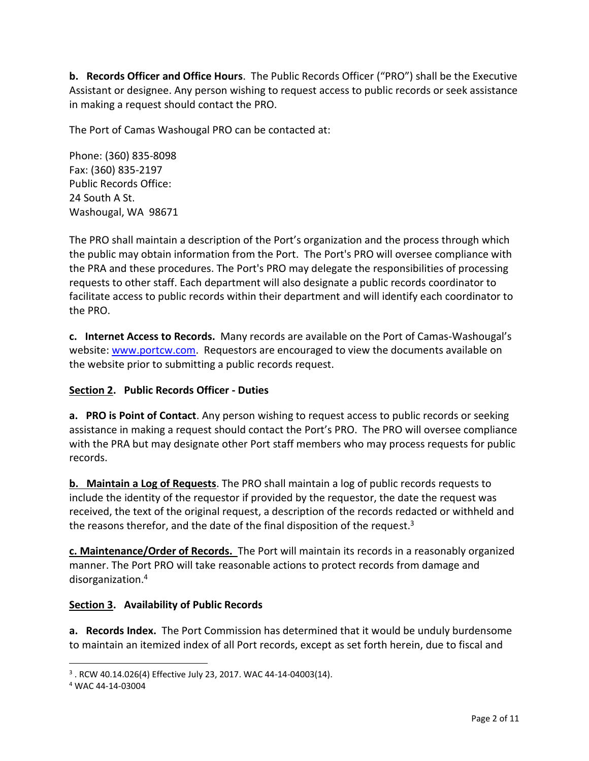**b. Records Officer and Office Hours**. The Public Records Officer ("PRO") shall be the Executive Assistant or designee. Any person wishing to request access to public records or seek assistance in making a request should contact the PRO.

The Port of Camas Washougal PRO can be contacted at:

Phone: (360) 835-8098
Fax: (360) 835-2197
Public Records Office:
24 South A St.
Washougal, WA 98671

The PRO shall maintain a description of the Port's organization and the process through which the public may obtain information from the Port. The Port's PRO will oversee compliance with the PRA and these procedures. The Port's PRO may delegate the responsibilities of processing requests to other staff. Each department will also designate a public records coordinator to facilitate access to public records within their department and will identify each coordinator to the PRO.

**c. Internet Access to Records.** Many records are available on the Port of Camas-Washougal's website: [www.portcw.com](http://www.portcw.com). Requestors are encouraged to view the documents available on the website prior to submitting a public records request.

## <u>Section 2</u>. Public Records Officer - Duties

**a. PRO is Point of Contact**. Any person wishing to request access to public records or seeking assistance in making a request should contact the Port's PRO. The PRO will oversee compliance with the PRA but may designate other Port staff members who may process requests for public records.

**<u>b. Maintain a Log of Requests</u>**. The PRO shall maintain a log of public records requests to include the identity of the requestor if provided by the requestor, the date the request was received, the text of the original request, a description of the records redacted or withheld and the reasons therefor, and the date of the final disposition of the request.[3]

**<u>c. Maintenance/Order of Records.</u>** The Port will maintain its records in a reasonably organized manner. The Port PRO will take reasonable actions to protect records from damage and disorganization.[4]

## <u>Section 3</u>. Availability of Public Records

**a. Records Index.** The Port Commission has determined that it would be unduly burdensome to maintain an itemized index of all Port records, except as set forth herein, due to fiscal and

---

[3] . RCW 40.14.026(4) Effective July 23, 2017. WAC 44-14-04003(14).

[4] WAC 44-14-03004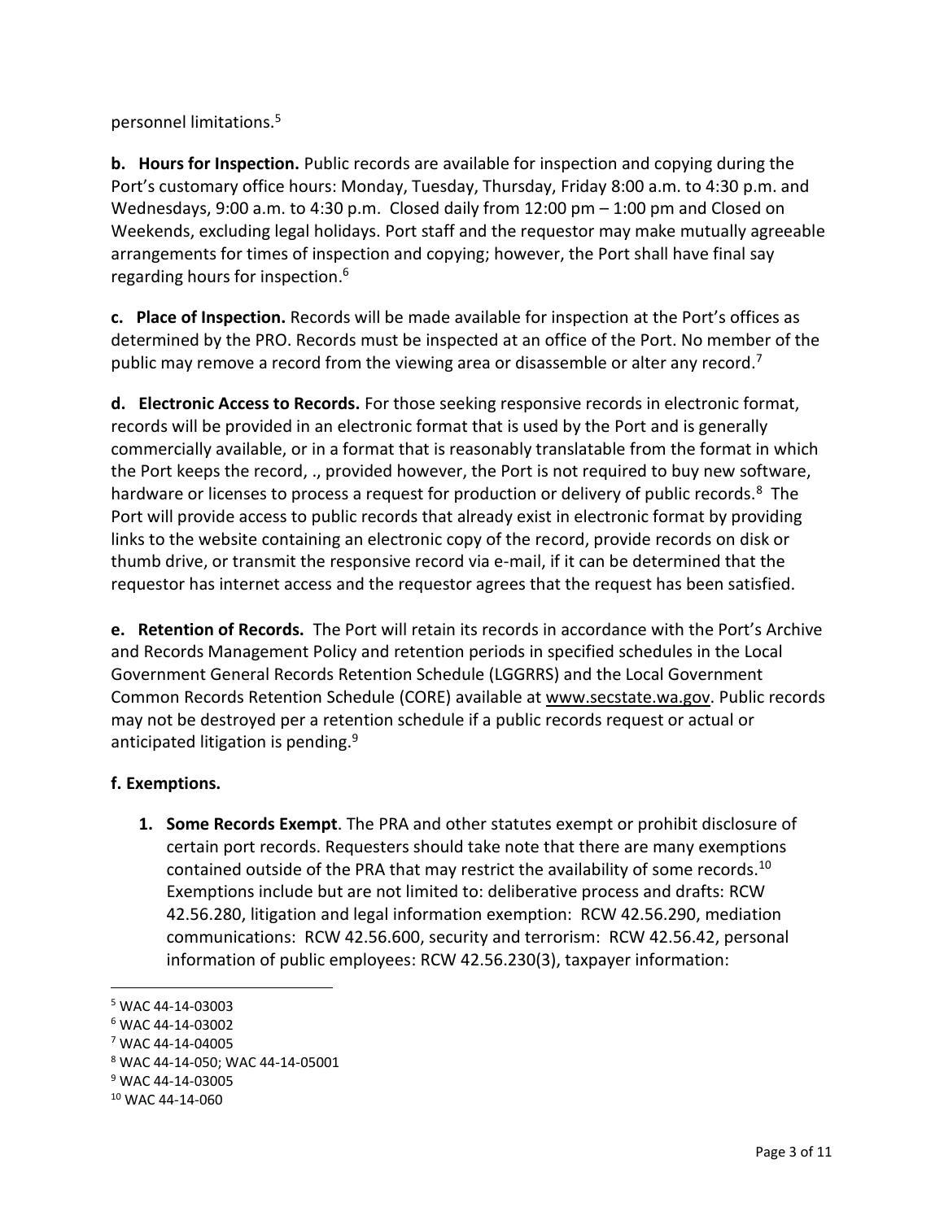personnel limitations.[5]

**b. Hours for Inspection.** Public records are available for inspection and copying during the Port's customary office hours: Monday, Tuesday, Thursday, Friday 8:00 a.m. to 4:30 p.m. and Wednesdays, 9:00 a.m. to 4:30 p.m. Closed daily from 12:00 pm – 1:00 pm and Closed on Weekends, excluding legal holidays. Port staff and the requestor may make mutually agreeable arrangements for times of inspection and copying; however, the Port shall have final say regarding hours for inspection.[6]

**c. Place of Inspection.** Records will be made available for inspection at the Port's offices as determined by the PRO. Records must be inspected at an office of the Port. No member of the public may remove a record from the viewing area or disassemble or alter any record.[7]

**d. Electronic Access to Records.** For those seeking responsive records in electronic format, records will be provided in an electronic format that is used by the Port and is generally commercially available, or in a format that is reasonably translatable from the format in which the Port keeps the record, ., provided however, the Port is not required to buy new software, hardware or licenses to process a request for production or delivery of public records.[8] The Port will provide access to public records that already exist in electronic format by providing links to the website containing an electronic copy of the record, provide records on disk or thumb drive, or transmit the responsive record via e-mail, if it can be determined that the requestor has internet access and the requestor agrees that the request has been satisfied.

**e. Retention of Records.** The Port will retain its records in accordance with the Port's Archive and Records Management Policy and retention periods in specified schedules in the Local Government General Records Retention Schedule (LGGRRS) and the Local Government Common Records Retention Schedule (CORE) available at www.secstate.wa.gov. Public records may not be destroyed per a retention schedule if a public records request or actual or anticipated litigation is pending.[9]

**f. Exemptions.**

1. **Some Records Exempt**. The PRA and other statutes exempt or prohibit disclosure of certain port records. Requesters should take note that there are many exemptions contained outside of the PRA that may restrict the availability of some records.[10] Exemptions include but are not limited to: deliberative process and drafts: RCW 42.56.280, litigation and legal information exemption: RCW 42.56.290, mediation communications: RCW 42.56.600, security and terrorism: RCW 42.56.42, personal information of public employees: RCW 42.56.230(3), taxpayer information:

---

[5] WAC 44-14-03003

[6] WAC 44-14-03002

[7] WAC 44-14-04005

[8] WAC 44-14-050; WAC 44-14-05001

[9] WAC 44-14-03005

[10] WAC 44-14-060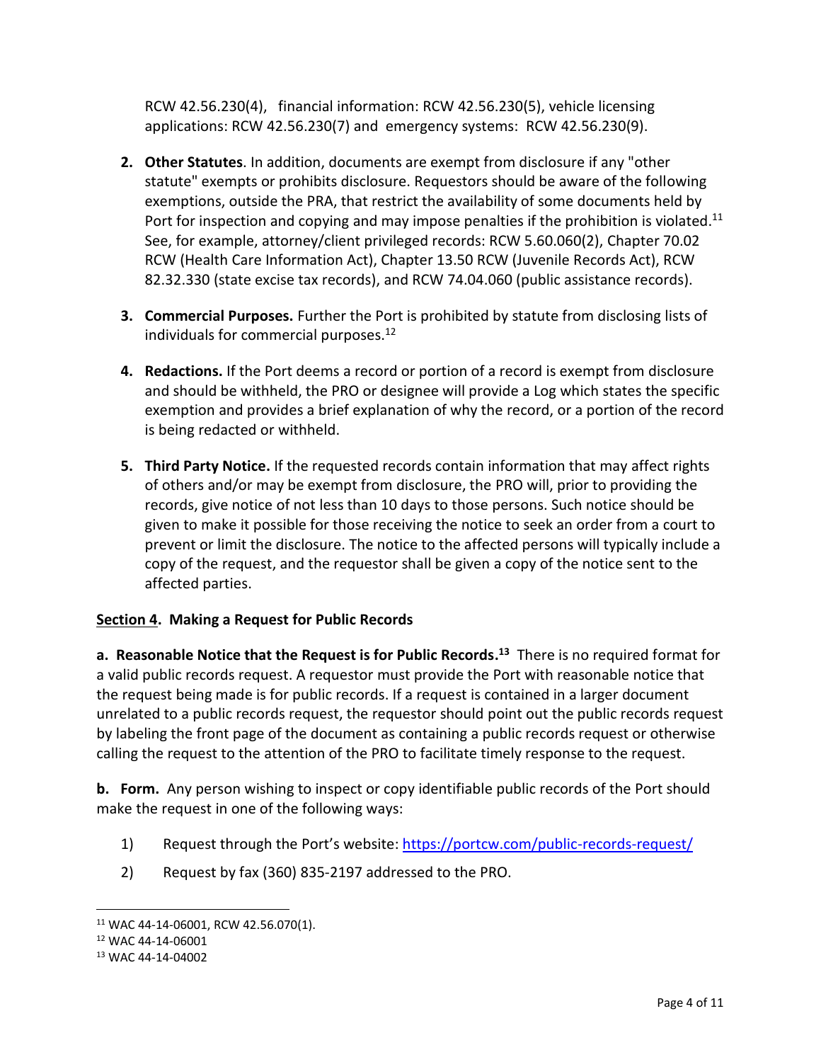RCW 42.56.230(4), financial information: RCW 42.56.230(5), vehicle licensing applications: RCW 42.56.230(7) and emergency systems: RCW 42.56.230(9).

2. **Other Statutes**. In addition, documents are exempt from disclosure if any "other statute" exempts or prohibits disclosure. Requestors should be aware of the following exemptions, outside the PRA, that restrict the availability of some documents held by Port for inspection and copying and may impose penalties if the prohibition is violated.[11] See, for example, attorney/client privileged records: RCW 5.60.060(2), Chapter 70.02 RCW (Health Care Information Act), Chapter 13.50 RCW (Juvenile Records Act), RCW 82.32.330 (state excise tax records), and RCW 74.04.060 (public assistance records).

3. **Commercial Purposes.** Further the Port is prohibited by statute from disclosing lists of individuals for commercial purposes.[12]

4. **Redactions.** If the Port deems a record or portion of a record is exempt from disclosure and should be withheld, the PRO or designee will provide a Log which states the specific exemption and provides a brief explanation of why the record, or a portion of the record is being redacted or withheld.

5. **Third Party Notice.** If the requested records contain information that may affect rights of others and/or may be exempt from disclosure, the PRO will, prior to providing the records, give notice of not less than 10 days to those persons. Such notice should be given to make it possible for those receiving the notice to seek an order from a court to prevent or limit the disclosure. The notice to the affected persons will typically include a copy of the request, and the requestor shall be given a copy of the notice sent to the affected parties.

## <u>Section 4</u>. Making a Request for Public Records

**a. Reasonable Notice that the Request is for Public Records.[13]** There is no required format for a valid public records request. A requestor must provide the Port with reasonable notice that the request being made is for public records. If a request is contained in a larger document unrelated to a public records request, the requestor should point out the public records request by labeling the front page of the document as containing a public records request or otherwise calling the request to the attention of the PRO to facilitate timely response to the request.

**b. Form.** Any person wishing to inspect or copy identifiable public records of the Port should make the request in one of the following ways:

1) Request through the Port's website: https://portcw.com/public-records-request/

2) Request by fax (360) 835-2197 addressed to the PRO.

---

[11] WAC 44-14-06001, RCW 42.56.070(1).

[12] WAC 44-14-06001

[13] WAC 44-14-04002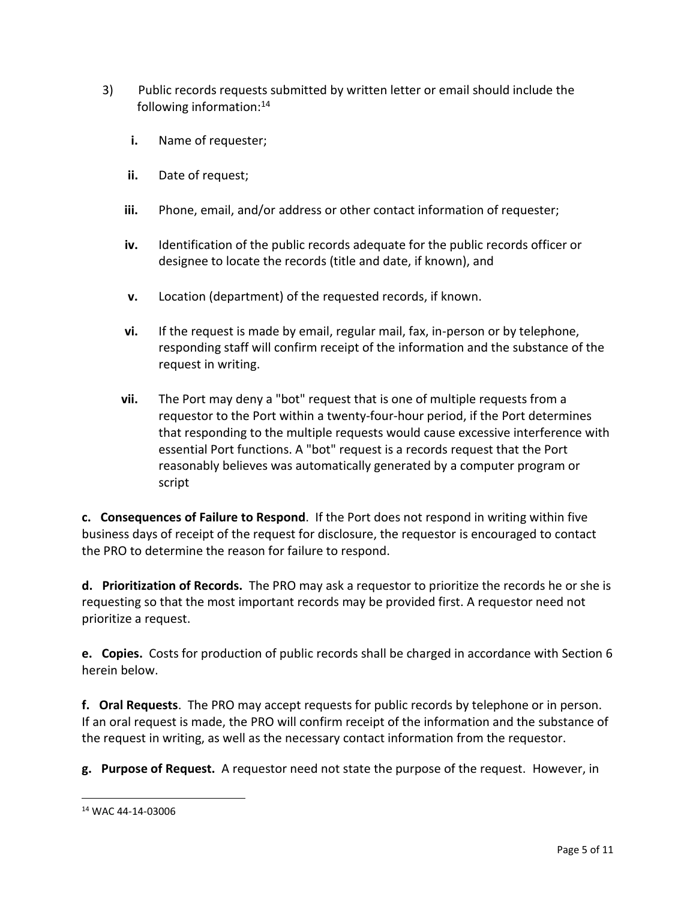3) Public records requests submitted by written letter or email should include the following information:[14]

   i. Name of requester;

   ii. Date of request;

   iii. Phone, email, and/or address or other contact information of requester;

   iv. Identification of the public records adequate for the public records officer or designee to locate the records (title and date, if known), and

   v. Location (department) of the requested records, if known.

   vi. If the request is made by email, regular mail, fax, in-person or by telephone, responding staff will confirm receipt of the information and the substance of the request in writing.

   vii. The Port may deny a "bot" request that is one of multiple requests from a requestor to the Port within a twenty-four-hour period, if the Port determines that responding to the multiple requests would cause excessive interference with essential Port functions. A "bot" request is a records request that the Port reasonably believes was automatically generated by a computer program or script

**c. Consequences of Failure to Respond**. If the Port does not respond in writing within five business days of receipt of the request for disclosure, the requestor is encouraged to contact the PRO to determine the reason for failure to respond.

**d. Prioritization of Records.** The PRO may ask a requestor to prioritize the records he or she is requesting so that the most important records may be provided first. A requestor need not prioritize a request.

**e. Copies.** Costs for production of public records shall be charged in accordance with Section 6 herein below.

**f. Oral Requests**. The PRO may accept requests for public records by telephone or in person. If an oral request is made, the PRO will confirm receipt of the information and the substance of the request in writing, as well as the necessary contact information from the requestor.

**g. Purpose of Request.** A requestor need not state the purpose of the request. However, in

[14] WAC 44-14-03006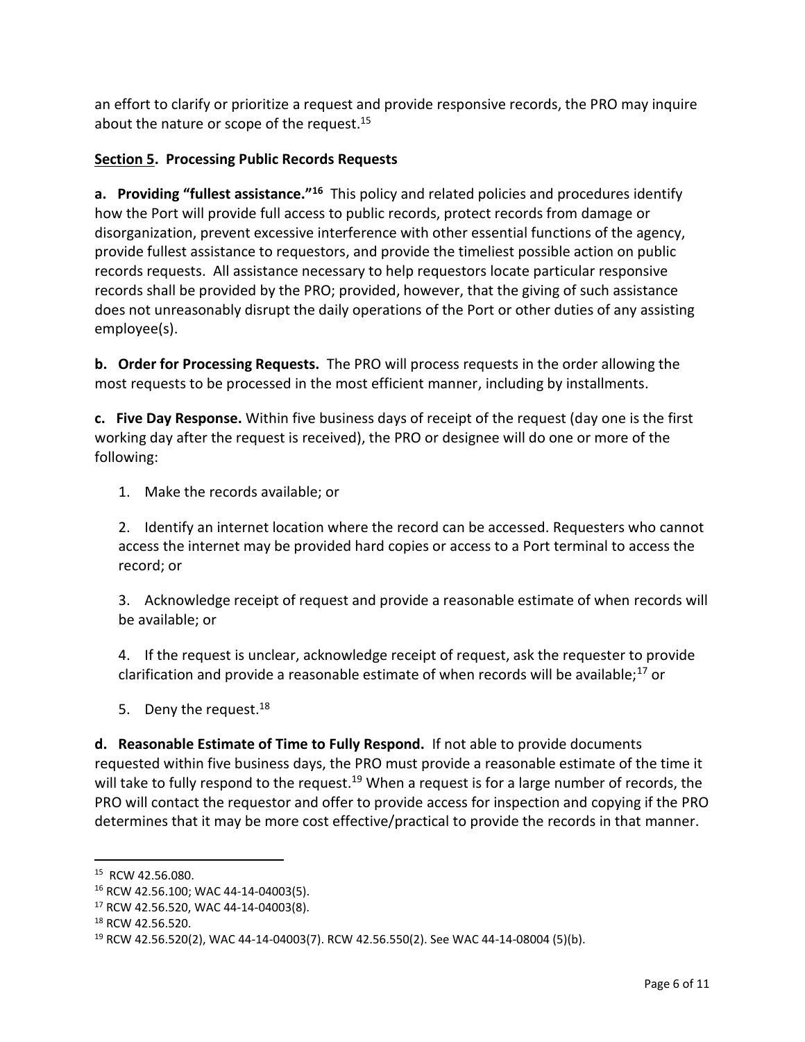an effort to clarify or prioritize a request and provide responsive records, the PRO may inquire about the nature or scope of the request.[15]

**Section 5. Processing Public Records Requests**

**a. Providing "fullest assistance."[16]** This policy and related policies and procedures identify how the Port will provide full access to public records, protect records from damage or disorganization, prevent excessive interference with other essential functions of the agency, provide fullest assistance to requestors, and provide the timeliest possible action on public records requests. All assistance necessary to help requestors locate particular responsive records shall be provided by the PRO; provided, however, that the giving of such assistance does not unreasonably disrupt the daily operations of the Port or other duties of any assisting employee(s).

**b. Order for Processing Requests.** The PRO will process requests in the order allowing the most requests to be processed in the most efficient manner, including by installments.

**c. Five Day Response.** Within five business days of receipt of the request (day one is the first working day after the request is received), the PRO or designee will do one or more of the following:

1. Make the records available; or

2. Identify an internet location where the record can be accessed. Requesters who cannot access the internet may be provided hard copies or access to a Port terminal to access the record; or

3. Acknowledge receipt of request and provide a reasonable estimate of when records will be available; or

4. If the request is unclear, acknowledge receipt of request, ask the requester to provide clarification and provide a reasonable estimate of when records will be available;[17] or

5. Deny the request.[18]

**d. Reasonable Estimate of Time to Fully Respond.** If not able to provide documents requested within five business days, the PRO must provide a reasonable estimate of the time it will take to fully respond to the request.[19] When a request is for a large number of records, the PRO will contact the requestor and offer to provide access for inspection and copying if the PRO determines that it may be more cost effective/practical to provide the records in that manner.

---

[15] RCW 42.56.080.
[16] RCW 42.56.100; WAC 44-14-04003(5).
[17] RCW 42.56.520, WAC 44-14-04003(8).
[18] RCW 42.56.520.
[19] RCW 42.56.520(2), WAC 44-14-04003(7). RCW 42.56.550(2). See WAC 44-14-08004 (5)(b).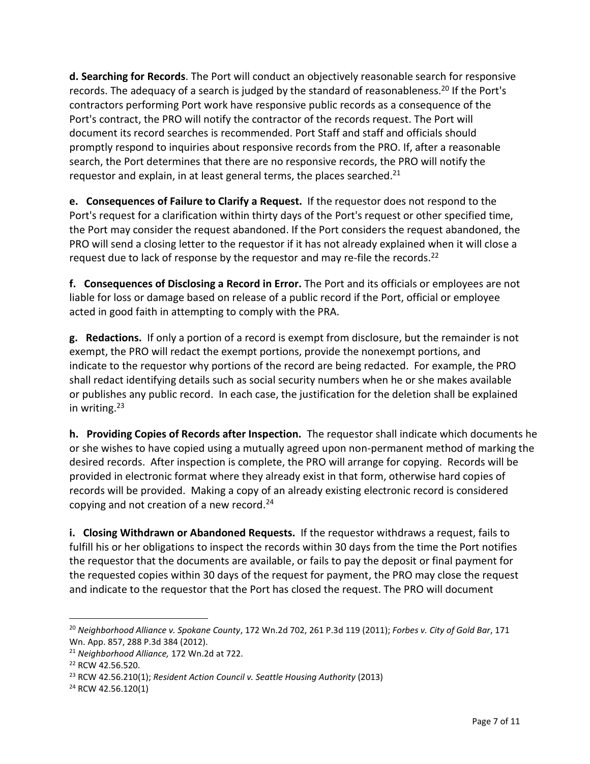**d. Searching for Records**. The Port will conduct an objectively reasonable search for responsive records. The adequacy of a search is judged by the standard of reasonableness.[20] If the Port's contractors performing Port work have responsive public records as a consequence of the Port's contract, the PRO will notify the contractor of the records request. The Port will document its record searches is recommended. Port Staff and staff and officials should promptly respond to inquiries about responsive records from the PRO. If, after a reasonable search, the Port determines that there are no responsive records, the PRO will notify the requestor and explain, in at least general terms, the places searched.[21]

**e. Consequences of Failure to Clarify a Request.** If the requestor does not respond to the Port's request for a clarification within thirty days of the Port's request or other specified time, the Port may consider the request abandoned. If the Port considers the request abandoned, the PRO will send a closing letter to the requestor if it has not already explained when it will close a request due to lack of response by the requestor and may re-file the records.[22]

**f. Consequences of Disclosing a Record in Error.** The Port and its officials or employees are not liable for loss or damage based on release of a public record if the Port, official or employee acted in good faith in attempting to comply with the PRA.

**g. Redactions.** If only a portion of a record is exempt from disclosure, but the remainder is not exempt, the PRO will redact the exempt portions, provide the nonexempt portions, and indicate to the requestor why portions of the record are being redacted. For example, the PRO shall redact identifying details such as social security numbers when he or she makes available or publishes any public record. In each case, the justification for the deletion shall be explained in writing.[23]

**h. Providing Copies of Records after Inspection.** The requestor shall indicate which documents he or she wishes to have copied using a mutually agreed upon non-permanent method of marking the desired records. After inspection is complete, the PRO will arrange for copying. Records will be provided in electronic format where they already exist in that form, otherwise hard copies of records will be provided. Making a copy of an already existing electronic record is considered copying and not creation of a new record.[24]

**i. Closing Withdrawn or Abandoned Requests.** If the requestor withdraws a request, fails to fulfill his or her obligations to inspect the records within 30 days from the time the Port notifies the requestor that the documents are available, or fails to pay the deposit or final payment for the requested copies within 30 days of the request for payment, the PRO may close the request and indicate to the requestor that the Port has closed the request. The PRO will document

---

[20] *Neighborhood Alliance v. Spokane County*, 172 Wn.2d 702, 261 P.3d 119 (2011); *Forbes v. City of Gold Bar*, 171 Wn. App. 857, 288 P.3d 384 (2012).

[21] *Neighborhood Alliance,* 172 Wn.2d at 722.

[22] RCW 42.56.520.

[23] RCW 42.56.210(1); *Resident Action Council v. Seattle Housing Authority* (2013)

[24] RCW 42.56.120(1)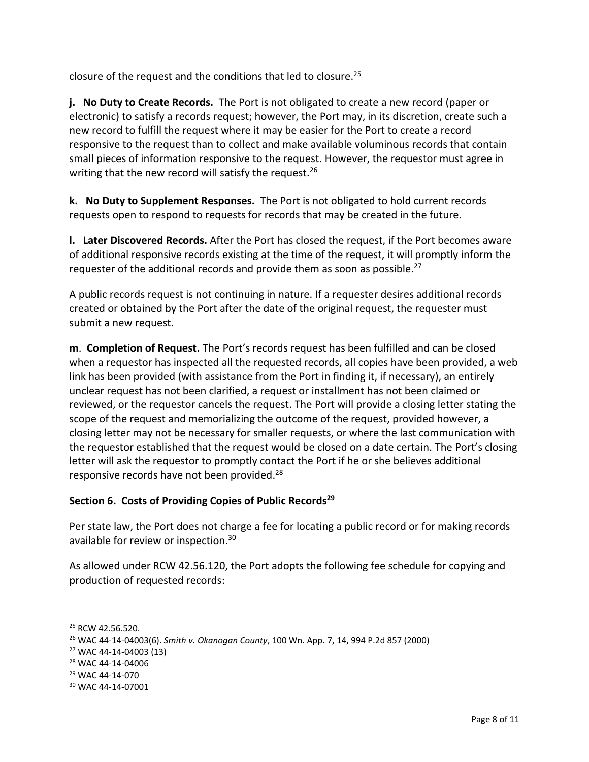closure of the request and the conditions that led to closure.[25]

**j. No Duty to Create Records.** The Port is not obligated to create a new record (paper or electronic) to satisfy a records request; however, the Port may, in its discretion, create such a new record to fulfill the request where it may be easier for the Port to create a record responsive to the request than to collect and make available voluminous records that contain small pieces of information responsive to the request. However, the requestor must agree in writing that the new record will satisfy the request.[26]

**k. No Duty to Supplement Responses.** The Port is not obligated to hold current records requests open to respond to requests for records that may be created in the future.

**l. Later Discovered Records.** After the Port has closed the request, if the Port becomes aware of additional responsive records existing at the time of the request, it will promptly inform the requester of the additional records and provide them as soon as possible.[27]

A public records request is not continuing in nature. If a requester desires additional records created or obtained by the Port after the date of the original request, the requester must submit a new request.

**m**. **Completion of Request.** The Port's records request has been fulfilled and can be closed when a requestor has inspected all the requested records, all copies have been provided, a web link has been provided (with assistance from the Port in finding it, if necessary), an entirely unclear request has not been clarified, a request or installment has not been claimed or reviewed, or the requestor cancels the request. The Port will provide a closing letter stating the scope of the request and memorializing the outcome of the request, provided however, a closing letter may not be necessary for smaller requests, or where the last communication with the requestor established that the request would be closed on a date certain. The Port's closing letter will ask the requestor to promptly contact the Port if he or she believes additional responsive records have not been provided.[28]

## <u>Section 6</u>. Costs of Providing Copies of Public Records[29]

Per state law, the Port does not charge a fee for locating a public record or for making records available for review or inspection.[30]

As allowed under RCW 42.56.120, the Port adopts the following fee schedule for copying and production of requested records:

---

[25] RCW 42.56.520.

[26] WAC 44-14-04003(6). *Smith v. Okanogan County*, 100 Wn. App. 7, 14, 994 P.2d 857 (2000)

[27] WAC 44-14-04003 (13)

[28] WAC 44-14-04006

[29] WAC 44-14-070

[30] WAC 44-14-07001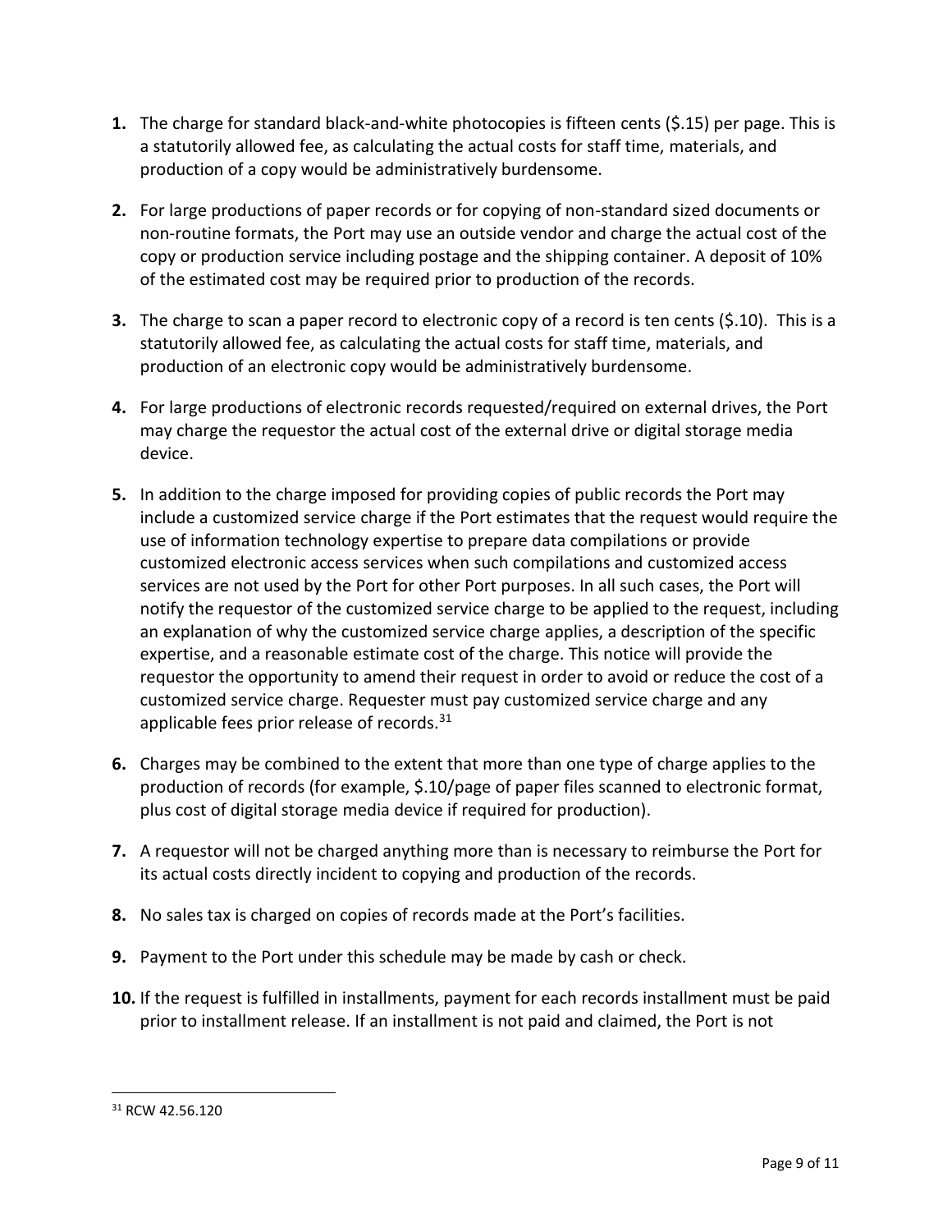1. The charge for standard black-and-white photocopies is fifteen cents ($.15) per page. This is a statutorily allowed fee, as calculating the actual costs for staff time, materials, and production of a copy would be administratively burdensome.

2. For large productions of paper records or for copying of non-standard sized documents or non-routine formats, the Port may use an outside vendor and charge the actual cost of the copy or production service including postage and the shipping container. A deposit of 10% of the estimated cost may be required prior to production of the records.

3. The charge to scan a paper record to electronic copy of a record is ten cents ($.10). This is a statutorily allowed fee, as calculating the actual costs for staff time, materials, and production of an electronic copy would be administratively burdensome.

4. For large productions of electronic records requested/required on external drives, the Port may charge the requestor the actual cost of the external drive or digital storage media device.

5. In addition to the charge imposed for providing copies of public records the Port may include a customized service charge if the Port estimates that the request would require the use of information technology expertise to prepare data compilations or provide customized electronic access services when such compilations and customized access services are not used by the Port for other Port purposes. In all such cases, the Port will notify the requestor of the customized service charge to be applied to the request, including an explanation of why the customized service charge applies, a description of the specific expertise, and a reasonable estimate cost of the charge. This notice will provide the requestor the opportunity to amend their request in order to avoid or reduce the cost of a customized service charge. Requester must pay customized service charge and any applicable fees prior release of records.[31]

6. Charges may be combined to the extent that more than one type of charge applies to the production of records (for example, $.10/page of paper files scanned to electronic format, plus cost of digital storage media device if required for production).

7. A requestor will not be charged anything more than is necessary to reimburse the Port for its actual costs directly incident to copying and production of the records.

8. No sales tax is charged on copies of records made at the Port's facilities.

9. Payment to the Port under this schedule may be made by cash or check.

10. If the request is fulfilled in installments, payment for each records installment must be paid prior to installment release. If an installment is not paid and claimed, the Port is not

[31] RCW 42.56.120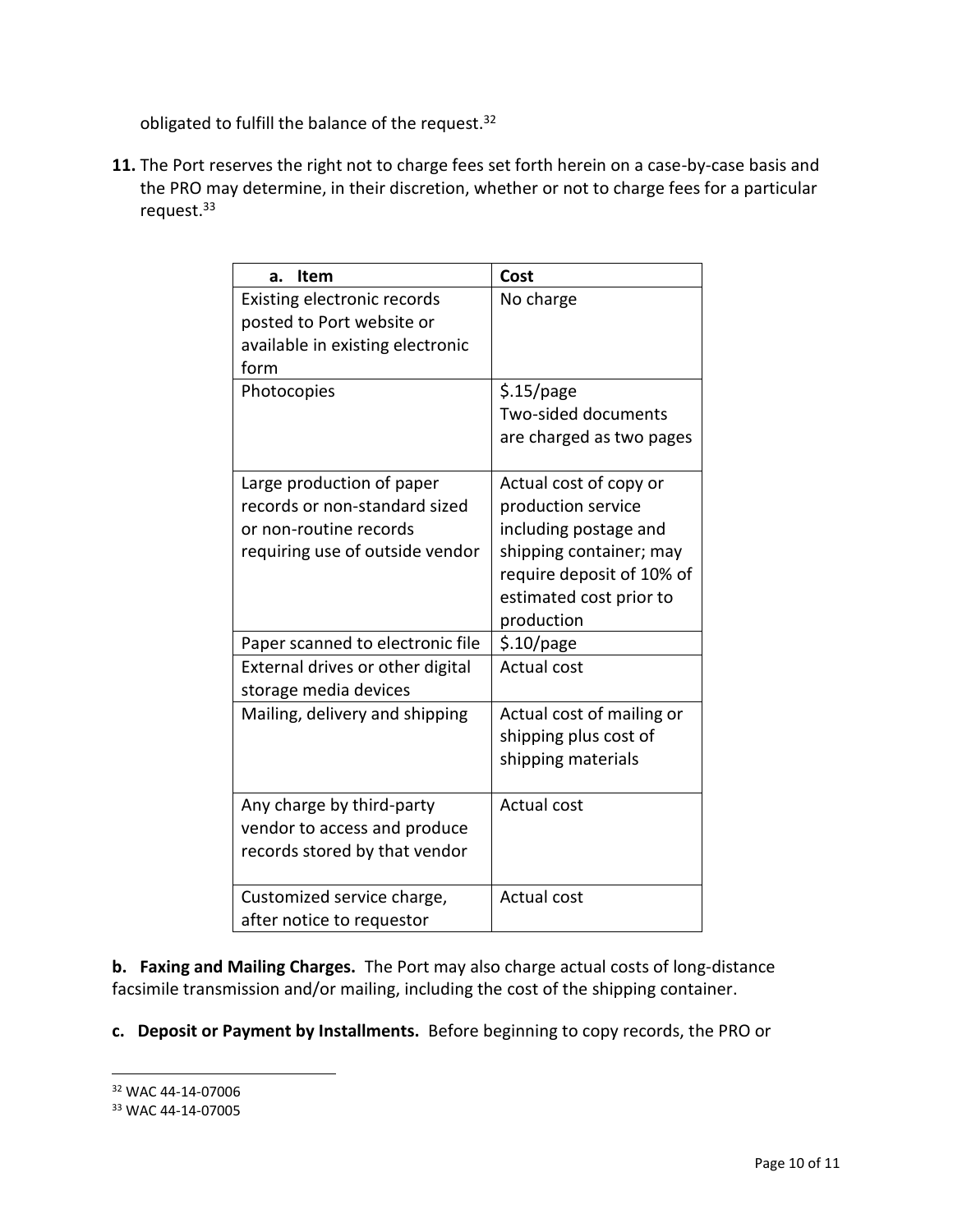obligated to fulfill the balance of the request.[32]

**11.** The Port reserves the right not to charge fees set forth herein on a case-by-case basis and the PRO may determine, in their discretion, whether or not to charge fees for a particular request.[33]

| a. Item | Cost |
|---|---|
| Existing electronic records posted to Port website or available in existing electronic form | No charge |
| Photocopies | $.15/page Two-sided documents are charged as two pages |
| Large production of paper records or non-standard sized or non-routine records requiring use of outside vendor | Actual cost of copy or production service including postage and shipping container; may require deposit of 10% of estimated cost prior to production |
| Paper scanned to electronic file | $.10/page |
| External drives or other digital storage media devices | Actual cost |
| Mailing, delivery and shipping | Actual cost of mailing or shipping plus cost of shipping materials |
| Any charge by third-party vendor to access and produce records stored by that vendor | Actual cost |
| Customized service charge, after notice to requestor | Actual cost |

**b. Faxing and Mailing Charges.** The Port may also charge actual costs of long-distance facsimile transmission and/or mailing, including the cost of the shipping container.

**c. Deposit or Payment by Installments.** Before beginning to copy records, the PRO or

---

[32] WAC 44-14-07006

[33] WAC 44-14-07005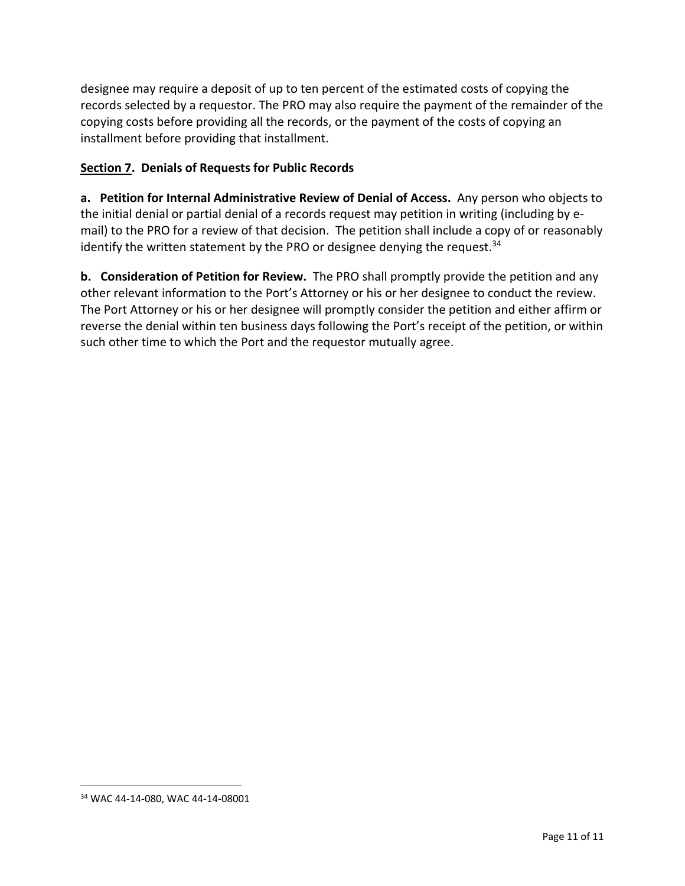designee may require a deposit of up to ten percent of the estimated costs of copying the records selected by a requestor. The PRO may also require the payment of the remainder of the copying costs before providing all the records, or the payment of the costs of copying an installment before providing that installment.

## **Section 7. Denials of Requests for Public Records**

**a. Petition for Internal Administrative Review of Denial of Access.** Any person who objects to the initial denial or partial denial of a records request may petition in writing (including by e-mail) to the PRO for a review of that decision. The petition shall include a copy of or reasonably identify the written statement by the PRO or designee denying the request.[34]

**b. Consideration of Petition for Review.** The PRO shall promptly provide the petition and any other relevant information to the Port's Attorney or his or her designee to conduct the review. The Port Attorney or his or her designee will promptly consider the petition and either affirm or reverse the denial within ten business days following the Port's receipt of the petition, or within such other time to which the Port and the requestor mutually agree.

---

[34] WAC 44-14-080, WAC 44-14-08001